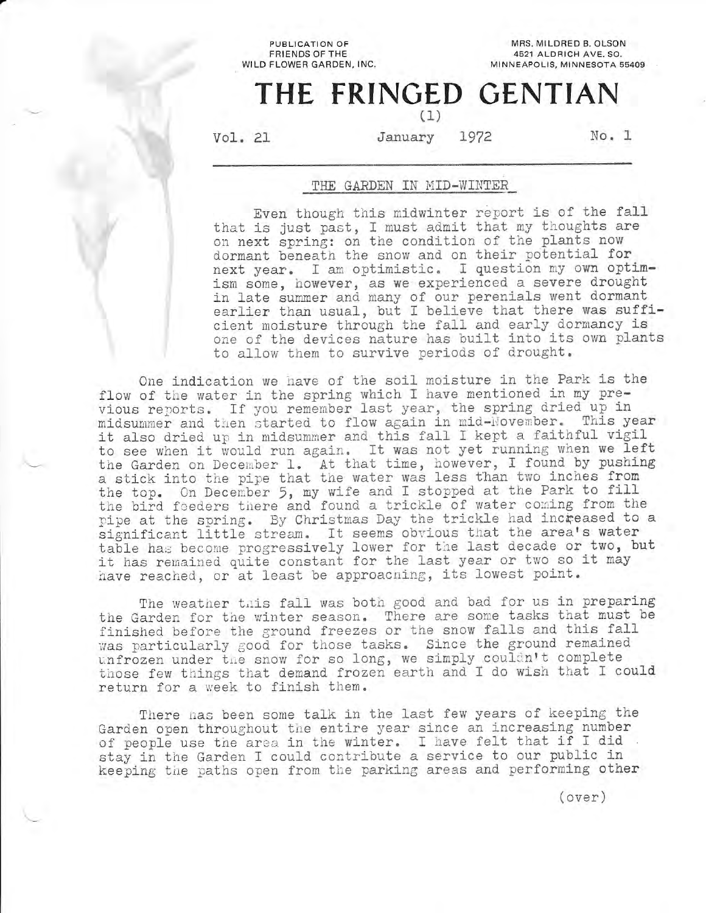PUBLICATION OF FRIENDS OF THE WILD FLOWER GARDEN, INC.

MRS. MILDRED B. OLSON
4521 ALDRICH AVE. SO.
MINNEAPOLIS, MINNESOTA 55409

# THE FRINGED GENTIAN

(1)

Vol. 21 January 1972 No. 1

## THE GARDEN IN MID-WINTER

Even though this midwinter report is of the fall that is just past, I must admit that my thoughts are on next spring: on the condition of the plants now dormant beneath the snow and on their potential for next year. I am optimistic. I question my own optimism some, however, as we experienced a severe drought in late summer and many of our perenials went dormant earlier than usual, but I believe that there was sufficient moisture through the fall and early dormancy is one of the devices nature has built into its own plants to allow them to survive periods of drought.

One indication we have of the soil moisture in the Park is the flow of the water in the spring which I have mentioned in my previous reports. If you remember last year, the spring dried up in midsummer and then started to flow again in mid-November. This year it also dried up in midsummer and this fall I kept a faithful vigil to see when it would run again. It was not yet running when we left the Garden on December 1. At that time, however, I found by pushing a stick into the pipe that the water was less than two inches from the top. On December 5, my wife and I stopped at the Park to fill the bird feeders there and found a trickle of water coming from the pipe at the spring. By Christmas Day the trickle had increased to a significant little stream. It seems obvious that the area's water table has become progressively lower for the last decade or two, but it has remained quite constant for the last year or two so it may have reached, or at least be approaching, its lowest point.

The weather this fall was both good and bad for us in preparing the Garden for the winter season. There are some tasks that must be finished before the ground freezes or the snow falls and this fall was particularly good for those tasks. Since the ground remained unfrozen under the snow for so long, we simply couldn't complete those few things that demand frozen earth and I do wish that I could return for a week to finish them.

There has been some talk in the last few years of keeping the Garden open throughout the entire year since an increasing number of people use the area in the winter. I have felt that if I did stay in the Garden I could contribute a service to our public in keeping the paths open from the parking areas and performing other

(over)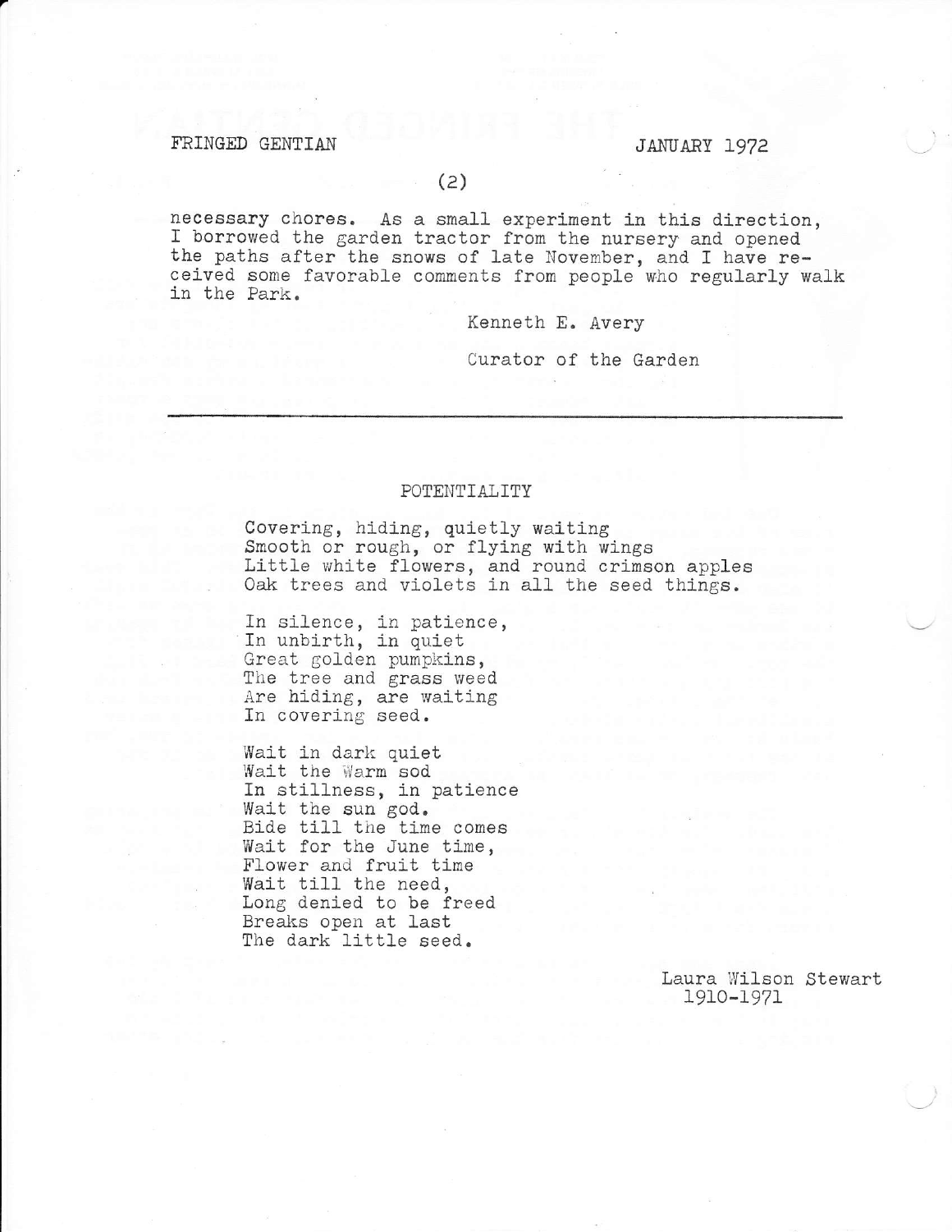necessary chores. As a small experiment in this direction, I borrowed the garden tractor from the nursery and opened the paths after the snows of late November, and I have received some favorable comments from people who regularly walk in the Park.

Kenneth E. Avery

Curator of the Garden

---

## POTENTIALITY

Covering, hiding, quietly waiting  
Smooth or rough, or flying with wings  
Little white flowers, and round crimson apples  
Oak trees and violets in all the seed things.

In silence, in patience,  
In unbirth, in quiet  
Great golden pumpkins,  
The tree and grass weed  
Are hiding, are waiting  
In covering seed.

Wait in dark quiet  
Wait the Warm sod  
In stillness, in patience  
Wait the sun god.  
Bide till the time comes  
Wait for the June time,  
Flower and fruit time  
Wait till the need,  
Long denied to be freed  
Breaks open at last  
The dark little seed.

Laura Wilson Stewart  
1910-1971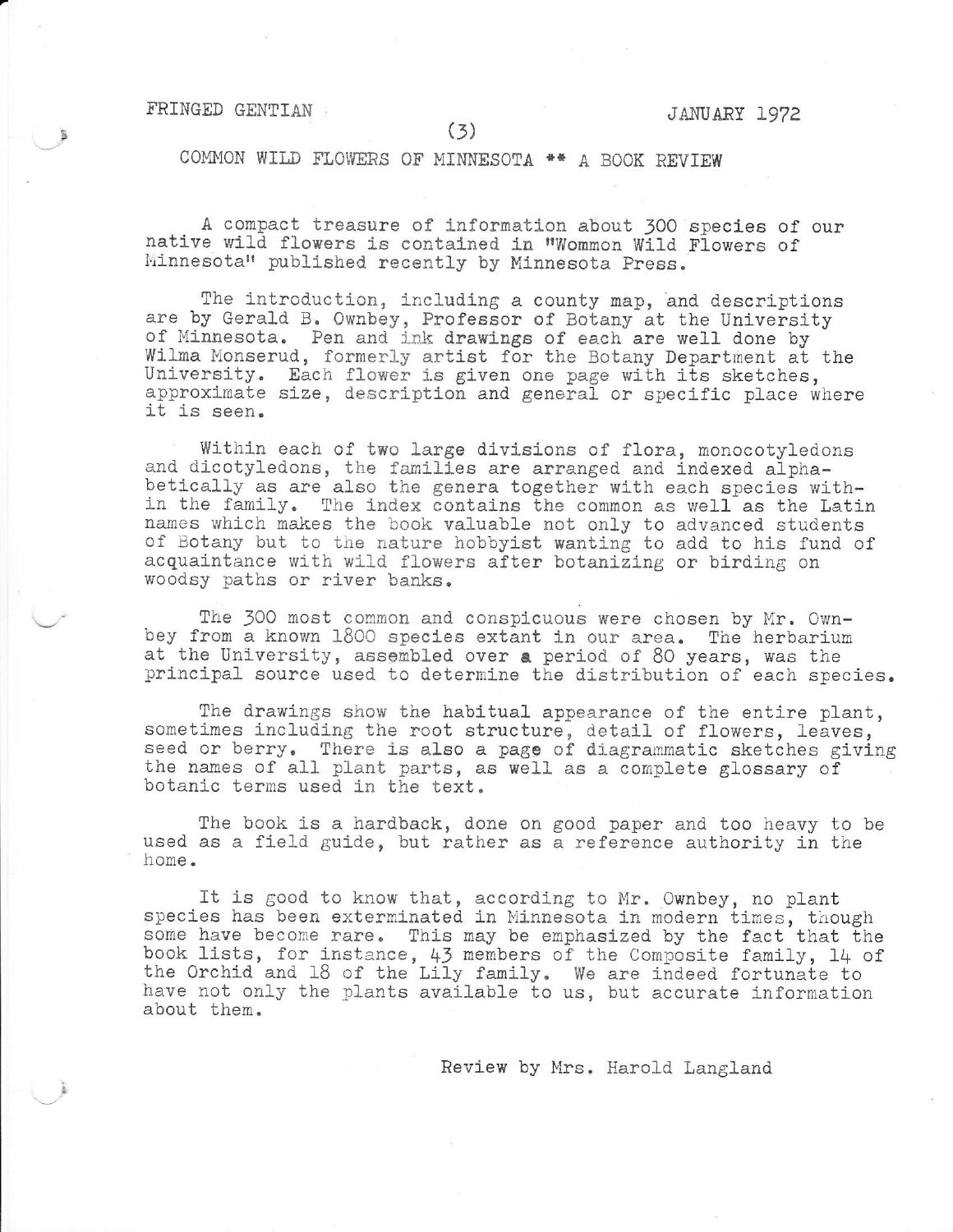## COMMON WILD FLOWERS OF MINNESOTA ** A BOOK REVIEW

A compact treasure of information about 300 species of our native wild flowers is contained in "Wommon Wild Flowers of Minnesota" published recently by Minnesota Press.

The introduction, including a county map, and descriptions are by Gerald B. Ownbey, Professor of Botany at the University of Minnesota. Pen and ink drawings of each are well done by Wilma Monserud, formerly artist for the Botany Department at the University. Each flower is given one page with its sketches, approximate size, description and general or specific place where it is seen.

Within each of two large divisions of flora, monocotyledons and dicotyledons, the families are arranged and indexed alphabetically as are also the genera together with each species within the family. The index contains the common as well as the Latin names which makes the book valuable not only to advanced students of Botany but to the nature hobbyist wanting to add to his fund of acquaintance with wild flowers after botanizing or birding on woodsy paths or river banks.

The 300 most common and conspicuous were chosen by Mr. Ownbey from a known 1800 species extant in our area. The herbarium at the University, assembled over a period of 80 years, was the principal source used to determine the distribution of each species.

The drawings show the habitual appearance of the entire plant, sometimes including the root structure, detail of flowers, leaves, seed or berry. There is also a page of diagrammatic sketches giving the names of all plant parts, as well as a complete glossary of botanic terms used in the text.

The book is a hardback, done on good paper and too heavy to be used as a field guide, but rather as a reference authority in the home.

It is good to know that, according to Mr. Ownbey, no plant species has been exterminated in Minnesota in modern times, though some have become rare. This may be emphasized by the fact that the book lists, for instance, 43 members of the Composite family, 14 of the Orchid and 18 of the Lily family. We are indeed fortunate to have not only the plants available to us, but accurate information about them.

Review by Mrs. Harold Langland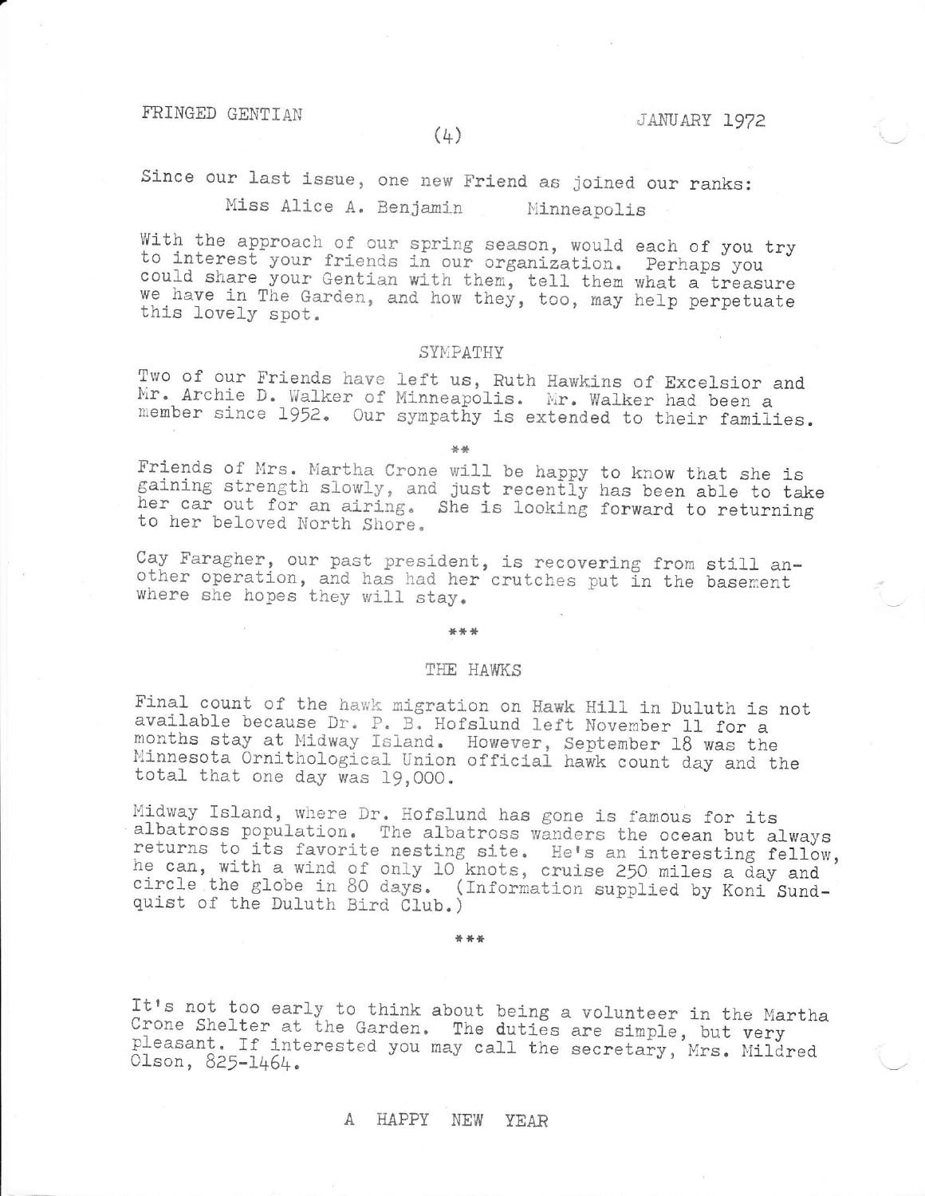Since our last issue, one new Friend as joined our ranks:

Miss Alice A. Benjamin Minneapolis

With the approach of our spring season, would each of you try to interest your friends in our organization. Perhaps you could share your Gentian with them, tell them what a treasure we have in The Garden, and how they, too, may help perpetuate this lovely spot.

## SYMPATHY

Two of our Friends have left us, Ruth Hawkins of Excelsior and Mr. Archie D. Walker of Minneapolis. Mr. Walker had been a member since 1952. Our sympathy is extended to their families.

**

Friends of Mrs. Martha Crone will be happy to know that she is gaining strength slowly, and just recently has been able to take her car out for an airing. She is looking forward to returning to her beloved North Shore.

Cay Faragher, our past president, is recovering from still another operation, and has had her crutches put in the basement where she hopes they will stay.

***

## THE HAWKS

Final count of the hawk migration on Hawk Hill in Duluth is not available because Dr. P. B. Hofslund left November 11 for a months stay at Midway Island. However, September 18 was the Minnesota Ornithological Union official hawk count day and the total that one day was 19,000.

Midway Island, where Dr. Hofslund has gone is famous for its albatross population. The albatross wanders the ocean but always returns to its favorite nesting site. He's an interesting fellow, he can, with a wind of only 10 knots, cruise 250 miles a day and circle the globe in 80 days. (Information supplied by Koni Sundquist of the Duluth Bird Club.)

***

It's not too early to think about being a volunteer in the Martha Crone Shelter at the Garden. The duties are simple, but very pleasant. If interested you may call the secretary, Mrs. Mildred Olson, 825-1464.

A HAPPY NEW YEAR